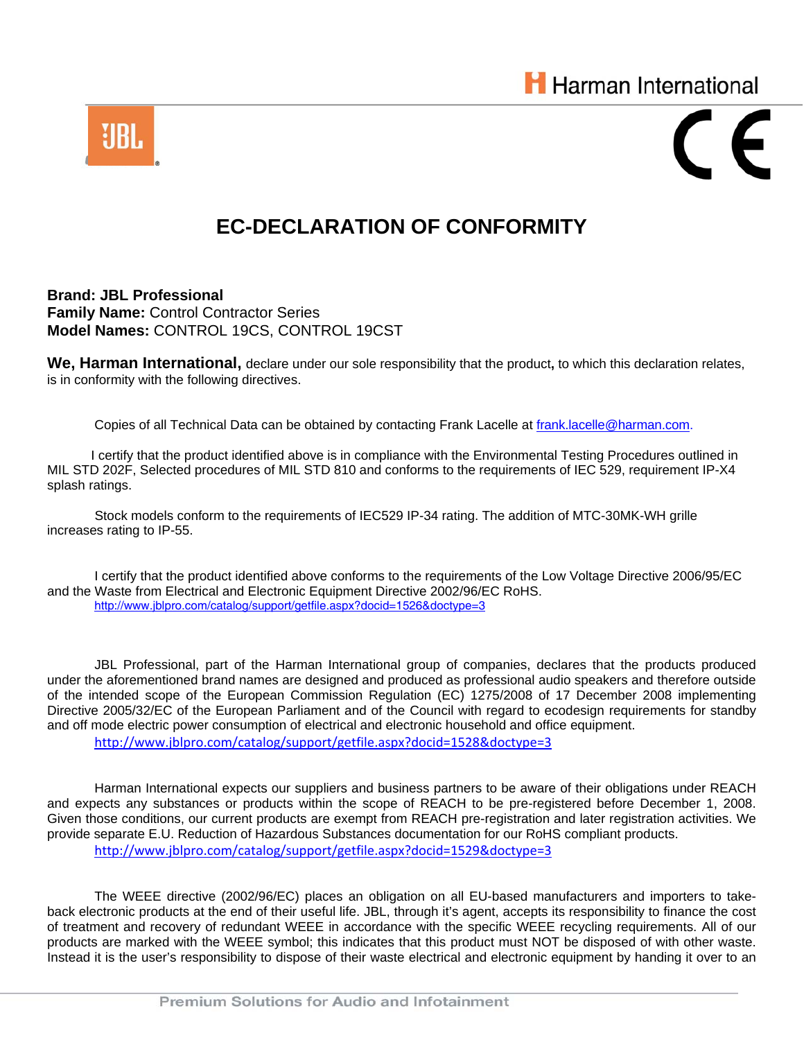Harman International

# EC-DECLARATION OF CONFORMITY

**Brand: JBL Professional**
**Family Name:** Control Contractor Series
**Model Names:** CONTROL 19CS, CONTROL 19CST

**We, Harman International,** declare under our sole responsibility that the product**,** to which this declaration relates, is in conformity with the following directives.

Copies of all Technical Data can be obtained by contacting Frank Lacelle at frank.lacelle@harman.com.

I certify that the product identified above is in compliance with the Environmental Testing Procedures outlined in MIL STD 202F, Selected procedures of MIL STD 810 and conforms to the requirements of IEC 529, requirement IP-X4 splash ratings.

Stock models conform to the requirements of IEC529 IP-34 rating. The addition of MTC-30MK-WH grille increases rating to IP-55.

I certify that the product identified above conforms to the requirements of the Low Voltage Directive 2006/95/EC and the Waste from Electrical and Electronic Equipment Directive 2002/96/EC RoHS.
http://www.jblpro.com/catalog/support/getfile.aspx?docid=1526&doctype=3

JBL Professional, part of the Harman International group of companies, declares that the products produced under the aforementioned brand names are designed and produced as professional audio speakers and therefore outside of the intended scope of the European Commission Regulation (EC) 1275/2008 of 17 December 2008 implementing Directive 2005/32/EC of the European Parliament and of the Council with regard to ecodesign requirements for standby and off mode electric power consumption of electrical and electronic household and office equipment.
http://www.jblpro.com/catalog/support/getfile.aspx?docid=1528&doctype=3

Harman International expects our suppliers and business partners to be aware of their obligations under REACH and expects any substances or products within the scope of REACH to be pre-registered before December 1, 2008. Given those conditions, our current products are exempt from REACH pre-registration and later registration activities. We provide separate E.U. Reduction of Hazardous Substances documentation for our RoHS compliant products.
http://www.jblpro.com/catalog/support/getfile.aspx?docid=1529&doctype=3

The WEEE directive (2002/96/EC) places an obligation on all EU-based manufacturers and importers to take-back electronic products at the end of their useful life. JBL, through it's agent, accepts its responsibility to finance the cost of treatment and recovery of redundant WEEE in accordance with the specific WEEE recycling requirements. All of our products are marked with the WEEE symbol; this indicates that this product must NOT be disposed of with other waste. Instead it is the user's responsibility to dispose of their waste electrical and electronic equipment by handing it over to an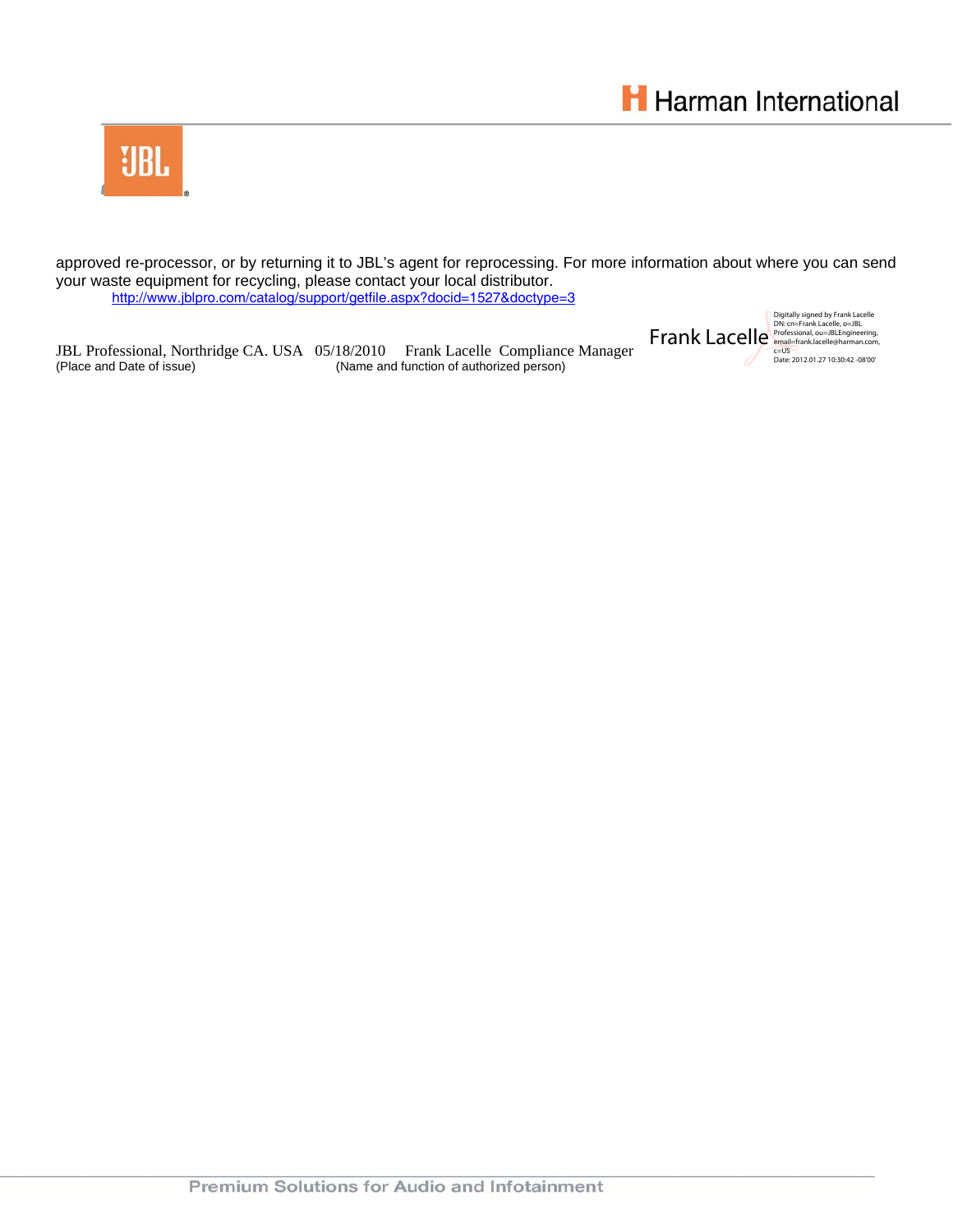approved re-processor, or by returning it to JBL's agent for reprocessing. For more information about where you can send your waste equipment for recycling, please contact your local distributor.

http://www.jblpro.com/catalog/support/getfile.aspx?docid=1527&doctype=3

JBL Professional, Northridge CA. USA 05/18/2010 Frank Lacelle Compliance Manager
(Place and Date of issue) (Name and function of authorized person)

Frank Lacelle

Digitally signed by Frank Lacelle
DN: cn=Frank Lacelle, o=JBL Professional, ou=JBLEngineering, email=frank.lacelle@harman.com, c=US
Date: 2012.01.27 10:30:42 -08'00'